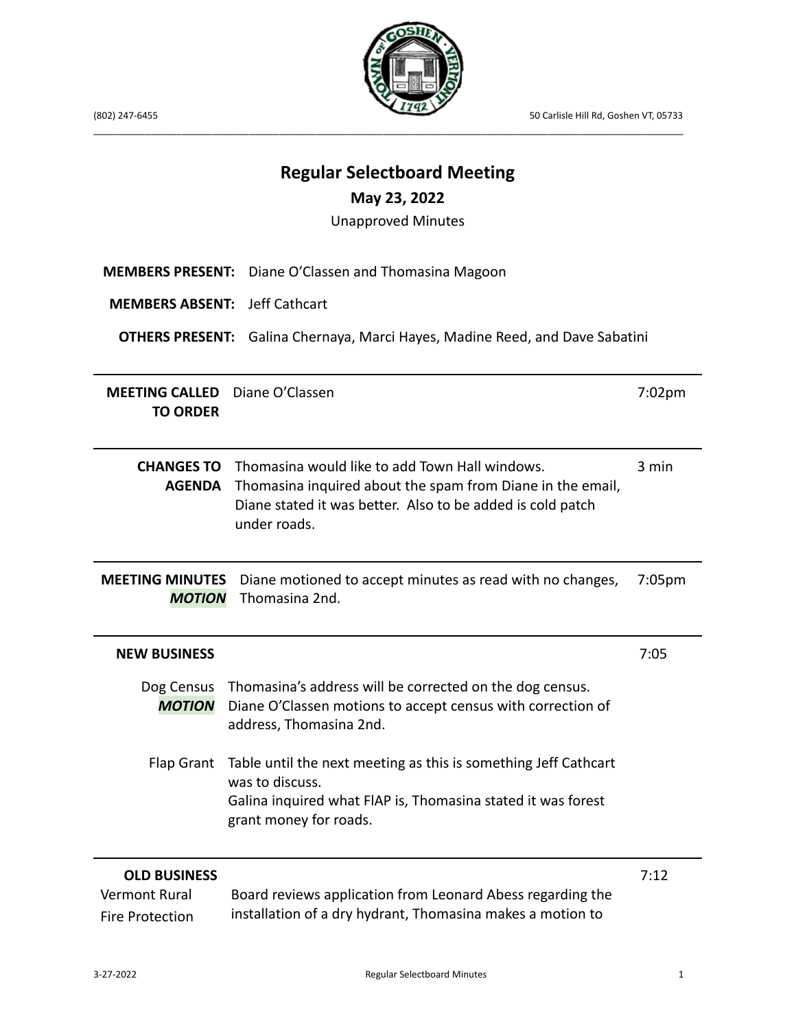(802) 247-6455 | 50 Carlisle Hill Rd, Goshen VT, 05733

# Regular Selectboard Meeting

## May 23, 2022

Unapproved Minutes

**MEMBERS PRESENT:** Diane O'Classen and Thomasina Magoon

**MEMBERS ABSENT:** Jeff Cathcart

**OTHERS PRESENT:** Galina Chernaya, Marci Hayes, Madine Reed, and Dave Sabatini

---

| | | |
|---|---|---|
| **MEETING CALLED TO ORDER** | Diane O'Classen | 7:02pm |
| **CHANGES TO AGENDA** | Thomasina would like to add Town Hall windows. Thomasina inquired about the spam from Diane in the email, Diane stated it was better. Also to be added is cold patch under roads. | 3 min |
| **MEETING MINUTES** ***MOTION*** | Diane motioned to accept minutes as read with no changes, Thomasina 2nd. | 7:05pm |

---

**NEW BUSINESS** — 7:05

Dog Census ***MOTION***
Thomasina's address will be corrected on the dog census. Diane O'Classen motions to accept census with correction of address, Thomasina 2nd.

Flap Grant
Table until the next meeting as this is something Jeff Cathcart was to discuss.
Galina inquired what FlAP is, Thomasina stated it was forest grant money for roads.

---

**OLD BUSINESS** — 7:12

Vermont Rural Fire Protection
Board reviews application from Leonard Abess regarding the installation of a dry hydrant, Thomasina makes a motion to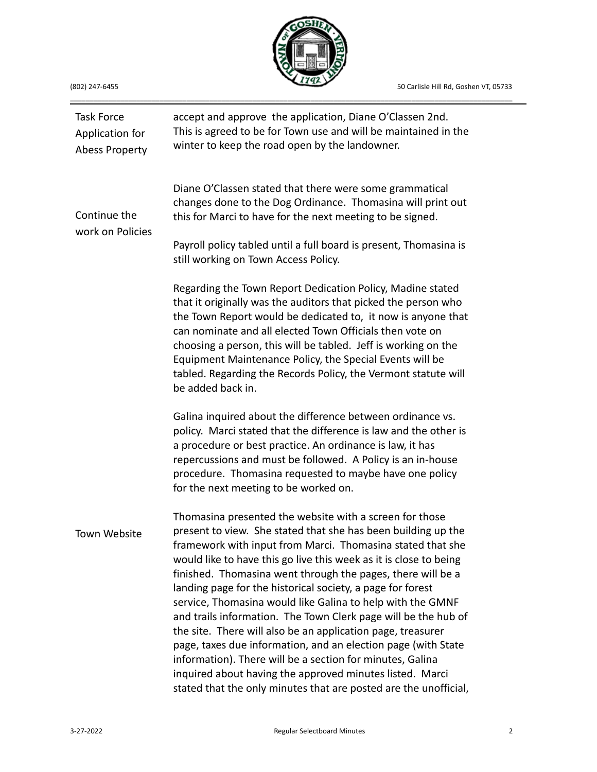| | |
|---|---|
| Task Force Application for Abess Property | accept and approve the application, Diane O'Classen 2nd. This is agreed to be for Town use and will be maintained in the winter to keep the road open by the landowner. |
| Continue the work on Policies | Diane O'Classen stated that there were some grammatical changes done to the Dog Ordinance. Thomasina will print out this for Marci to have for the next meeting to be signed.<br><br>Payroll policy tabled until a full board is present, Thomasina is still working on Town Access Policy.<br><br>Regarding the Town Report Dedication Policy, Madine stated that it originally was the auditors that picked the person who the Town Report would be dedicated to, it now is anyone that can nominate and all elected Town Officials then vote on choosing a person, this will be tabled. Jeff is working on the Equipment Maintenance Policy, the Special Events will be tabled. Regarding the Records Policy, the Vermont statute will be added back in.<br><br>Galina inquired about the difference between ordinance vs. policy. Marci stated that the difference is law and the other is a procedure or best practice. An ordinance is law, it has repercussions and must be followed. A Policy is an in-house procedure. Thomasina requested to maybe have one policy for the next meeting to be worked on. |
| Town Website | Thomasina presented the website with a screen for those present to view. She stated that she has been building up the framework with input from Marci. Thomasina stated that she would like to have this go live this week as it is close to being finished. Thomasina went through the pages, there will be a landing page for the historical society, a page for forest service, Thomasina would like Galina to help with the GMNF and trails information. The Town Clerk page will be the hub of the site. There will also be an application page, treasurer page, taxes due information, and an election page (with State information). There will be a section for minutes, Galina inquired about having the approved minutes listed. Marci stated that the only minutes that are posted are the unofficial, |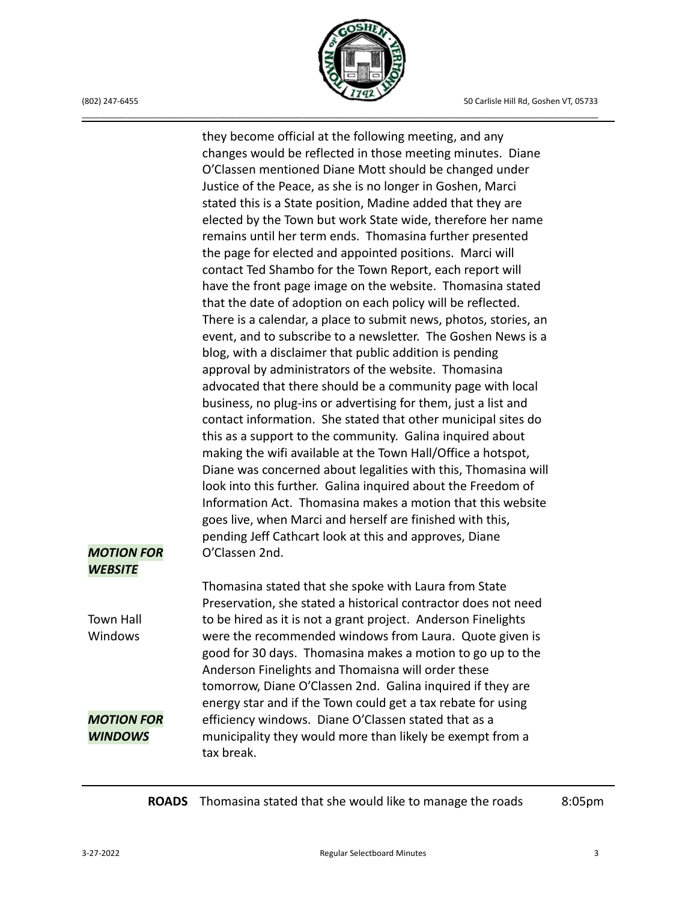they become official at the following meeting, and any changes would be reflected in those meeting minutes. Diane O'Classen mentioned Diane Mott should be changed under Justice of the Peace, as she is no longer in Goshen, Marci stated this is a State position, Madine added that they are elected by the Town but work State wide, therefore her name remains until her term ends. Thomasina further presented the page for elected and appointed positions. Marci will contact Ted Shambo for the Town Report, each report will have the front page image on the website. Thomasina stated that the date of adoption on each policy will be reflected. There is a calendar, a place to submit news, photos, stories, an event, and to subscribe to a newsletter. The Goshen News is a blog, with a disclaimer that public addition is pending approval by administrators of the website. Thomasina advocated that there should be a community page with local business, no plug-ins or advertising for them, just a list and contact information. She stated that other municipal sites do this as a support to the community. Galina inquired about making the wifi available at the Town Hall/Office a hotspot, Diane was concerned about legalities with this, Thomasina will look into this further. Galina inquired about the Freedom of Information Act. Thomasina makes a motion that this website goes live, when Marci and herself are finished with this, pending Jeff Cathcart look at this and approves, Diane O'Classen 2nd.

***MOTION FOR WEBSITE***

**Town Hall Windows**

Thomasina stated that she spoke with Laura from State Preservation, she stated a historical contractor does not need to be hired as it is not a grant project. Anderson Finelights were the recommended windows from Laura. Quote given is good for 30 days. Thomasina makes a motion to go up to the Anderson Finelights and Thomaisna will order these tomorrow, Diane O'Classen 2nd. Galina inquired if they are energy star and if the Town could get a tax rebate for using efficiency windows. Diane O'Classen stated that as a municipality they would more than likely be exempt from a tax break.

***MOTION FOR WINDOWS***

**ROADS** Thomasina stated that she would like to manage the roads 8:05pm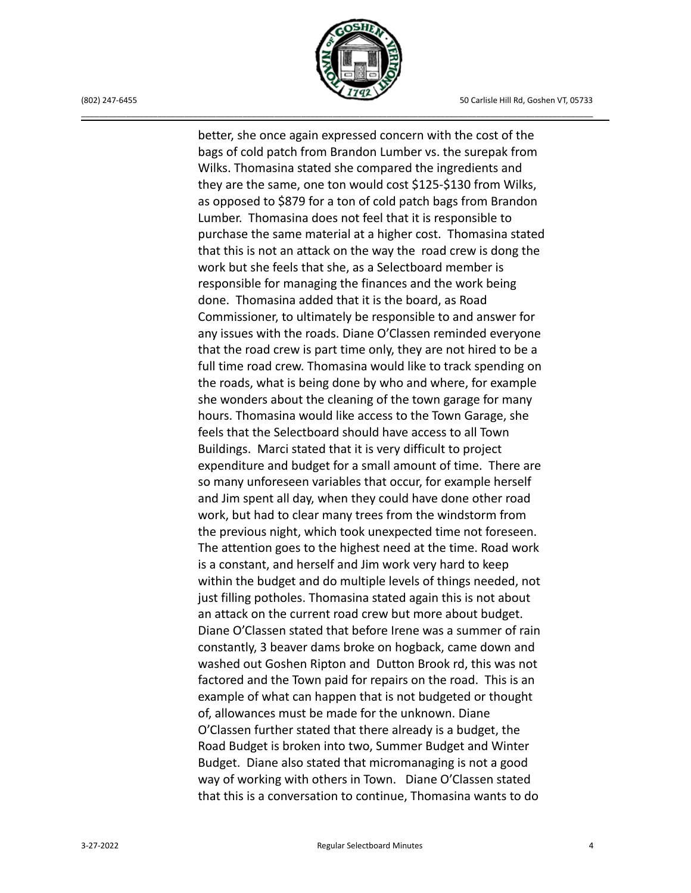better, she once again expressed concern with the cost of the bags of cold patch from Brandon Lumber vs. the surepak from Wilks. Thomasina stated she compared the ingredients and they are the same, one ton would cost $125-$130 from Wilks, as opposed to $879 for a ton of cold patch bags from Brandon Lumber. Thomasina does not feel that it is responsible to purchase the same material at a higher cost. Thomasina stated that this is not an attack on the way the road crew is dong the work but she feels that she, as a Selectboard member is responsible for managing the finances and the work being done. Thomasina added that it is the board, as Road Commissioner, to ultimately be responsible to and answer for any issues with the roads. Diane O'Classen reminded everyone that the road crew is part time only, they are not hired to be a full time road crew. Thomasina would like to track spending on the roads, what is being done by who and where, for example she wonders about the cleaning of the town garage for many hours. Thomasina would like access to the Town Garage, she feels that the Selectboard should have access to all Town Buildings. Marci stated that it is very difficult to project expenditure and budget for a small amount of time. There are so many unforeseen variables that occur, for example herself and Jim spent all day, when they could have done other road work, but had to clear many trees from the windstorm from the previous night, which took unexpected time not foreseen. The attention goes to the highest need at the time. Road work is a constant, and herself and Jim work very hard to keep within the budget and do multiple levels of things needed, not just filling potholes. Thomasina stated again this is not about an attack on the current road crew but more about budget. Diane O'Classen stated that before Irene was a summer of rain constantly, 3 beaver dams broke on hogback, came down and washed out Goshen Ripton and Dutton Brook rd, this was not factored and the Town paid for repairs on the road. This is an example of what can happen that is not budgeted or thought of, allowances must be made for the unknown. Diane O'Classen further stated that there already is a budget, the Road Budget is broken into two, Summer Budget and Winter Budget. Diane also stated that micromanaging is not a good way of working with others in Town. Diane O'Classen stated that this is a conversation to continue, Thomasina wants to do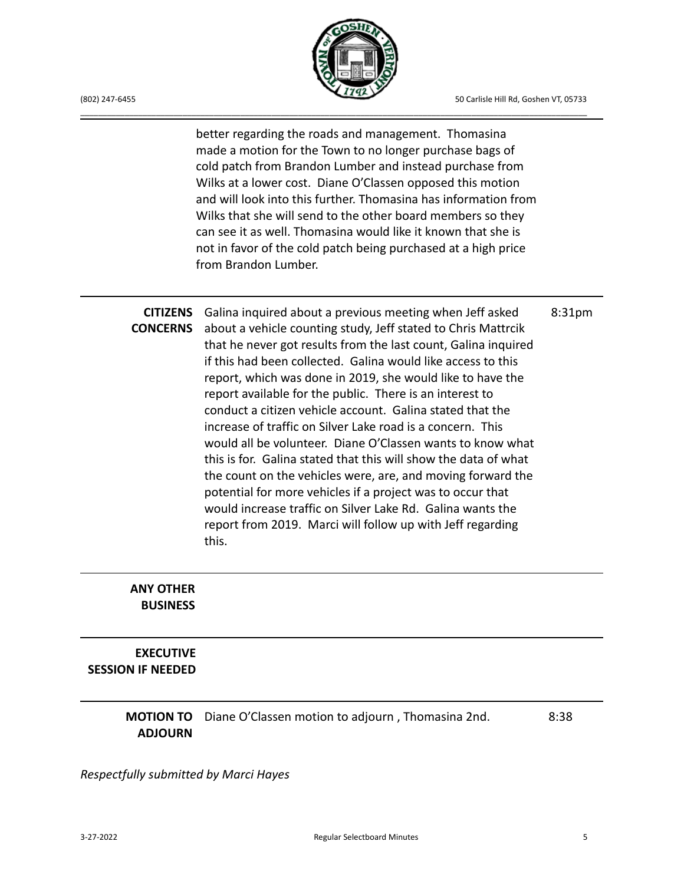| | | |
|---|---|---|
| | better regarding the roads and management. Thomasina made a motion for the Town to no longer purchase bags of cold patch from Brandon Lumber and instead purchase from Wilks at a lower cost. Diane O'Classen opposed this motion and will look into this further. Thomasina has information from Wilks that she will send to the other board members so they can see it as well. Thomasina would like it known that she is not in favor of the cold patch being purchased at a high price from Brandon Lumber. | |
| **CITIZENS CONCERNS** | Galina inquired about a previous meeting when Jeff asked about a vehicle counting study, Jeff stated to Chris Mattrcik that he never got results from the last count, Galina inquired if this had been collected. Galina would like access to this report, which was done in 2019, she would like to have the report available for the public. There is an interest to conduct a citizen vehicle account. Galina stated that the increase of traffic on Silver Lake road is a concern. This would all be volunteer. Diane O'Classen wants to know what this is for. Galina stated that this will show the data of what the count on the vehicles were, are, and moving forward the potential for more vehicles if a project was to occur that would increase traffic on Silver Lake Rd. Galina wants the report from 2019. Marci will follow up with Jeff regarding this. | 8:31pm |
| **ANY OTHER BUSINESS** | | |
| **EXECUTIVE SESSION IF NEEDED** | | |
| **MOTION TO ADJOURN** | Diane O'Classen motion to adjourn , Thomasina 2nd. | 8:38 |

*Respectfully submitted by Marci Hayes*